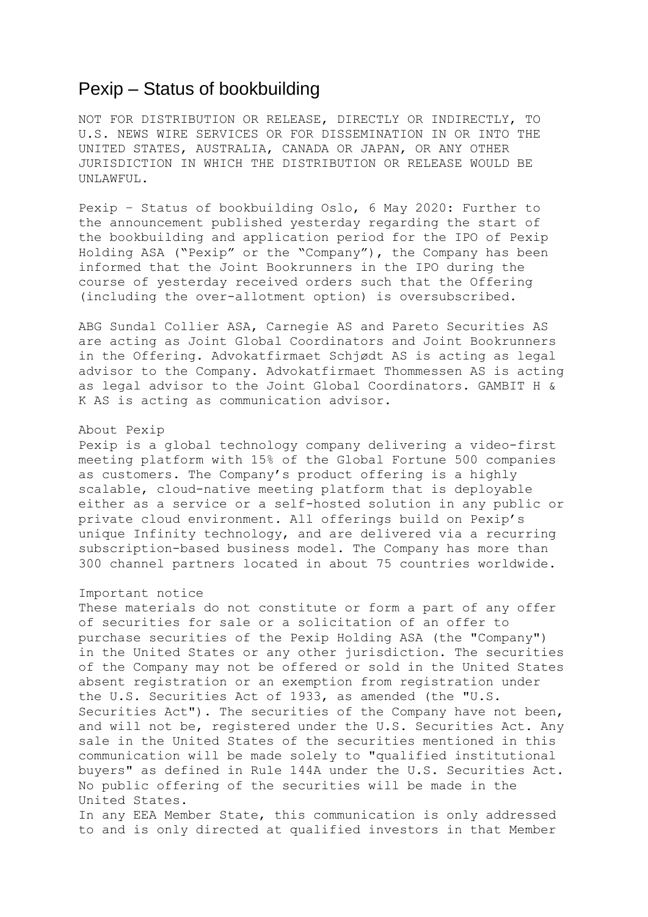# Pexip – Status of bookbuilding

NOT FOR DISTRIBUTION OR RELEASE, DIRECTLY OR INDIRECTLY, TO U.S. NEWS WIRE SERVICES OR FOR DISSEMINATION IN OR INTO THE UNITED STATES, AUSTRALIA, CANADA OR JAPAN, OR ANY OTHER JURISDICTION IN WHICH THE DISTRIBUTION OR RELEASE WOULD BE UNLAWFUL.

Pexip – Status of bookbuilding Oslo, 6 May 2020: Further to the announcement published yesterday regarding the start of the bookbuilding and application period for the IPO of Pexip Holding ASA ("Pexip" or the "Company"), the Company has been informed that the Joint Bookrunners in the IPO during the course of yesterday received orders such that the Offering (including the over-allotment option) is oversubscribed.

ABG Sundal Collier ASA, Carnegie AS and Pareto Securities AS are acting as Joint Global Coordinators and Joint Bookrunners in the Offering. Advokatfirmaet Schjødt AS is acting as legal advisor to the Company. Advokatfirmaet Thommessen AS is acting as legal advisor to the Joint Global Coordinators. GAMBIT H & K AS is acting as communication advisor.

About Pexip
Pexip is a global technology company delivering a video-first meeting platform with 15% of the Global Fortune 500 companies as customers. The Company's product offering is a highly scalable, cloud-native meeting platform that is deployable either as a service or a self-hosted solution in any public or private cloud environment. All offerings build on Pexip's unique Infinity technology, and are delivered via a recurring subscription-based business model. The Company has more than 300 channel partners located in about 75 countries worldwide.

Important notice
These materials do not constitute or form a part of any offer of securities for sale or a solicitation of an offer to purchase securities of the Pexip Holding ASA (the "Company") in the United States or any other jurisdiction. The securities of the Company may not be offered or sold in the United States absent registration or an exemption from registration under the U.S. Securities Act of 1933, as amended (the "U.S. Securities Act"). The securities of the Company have not been, and will not be, registered under the U.S. Securities Act. Any sale in the United States of the securities mentioned in this communication will be made solely to "qualified institutional buyers" as defined in Rule 144A under the U.S. Securities Act. No public offering of the securities will be made in the United States.
In any EEA Member State, this communication is only addressed to and is only directed at qualified investors in that Member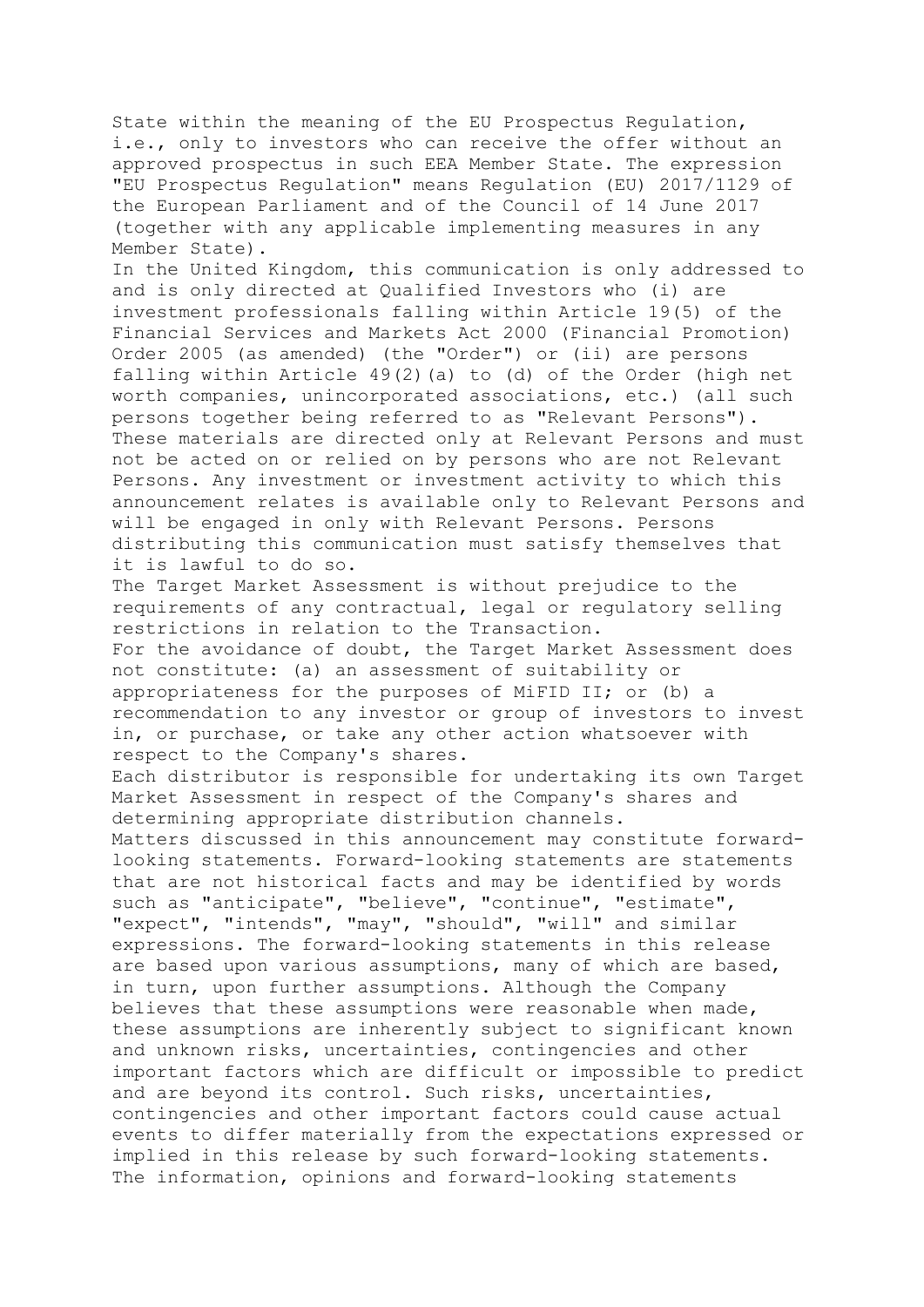State within the meaning of the EU Prospectus Regulation, i.e., only to investors who can receive the offer without an approved prospectus in such EEA Member State. The expression "EU Prospectus Regulation" means Regulation (EU) 2017/1129 of the European Parliament and of the Council of 14 June 2017 (together with any applicable implementing measures in any Member State).

In the United Kingdom, this communication is only addressed to and is only directed at Qualified Investors who (i) are investment professionals falling within Article 19(5) of the Financial Services and Markets Act 2000 (Financial Promotion) Order 2005 (as amended) (the "Order") or (ii) are persons falling within Article 49(2)(a) to (d) of the Order (high net worth companies, unincorporated associations, etc.) (all such persons together being referred to as "Relevant Persons"). These materials are directed only at Relevant Persons and must not be acted on or relied on by persons who are not Relevant Persons. Any investment or investment activity to which this announcement relates is available only to Relevant Persons and will be engaged in only with Relevant Persons. Persons distributing this communication must satisfy themselves that it is lawful to do so.

The Target Market Assessment is without prejudice to the requirements of any contractual, legal or regulatory selling restrictions in relation to the Transaction.

For the avoidance of doubt, the Target Market Assessment does not constitute: (a) an assessment of suitability or appropriateness for the purposes of MiFID II; or (b) a recommendation to any investor or group of investors to invest in, or purchase, or take any other action whatsoever with respect to the Company's shares.

Each distributor is responsible for undertaking its own Target Market Assessment in respect of the Company's shares and determining appropriate distribution channels.

Matters discussed in this announcement may constitute forward-looking statements. Forward-looking statements are statements that are not historical facts and may be identified by words such as "anticipate", "believe", "continue", "estimate", "expect", "intends", "may", "should", "will" and similar expressions. The forward-looking statements in this release are based upon various assumptions, many of which are based, in turn, upon further assumptions. Although the Company believes that these assumptions were reasonable when made, these assumptions are inherently subject to significant known and unknown risks, uncertainties, contingencies and other important factors which are difficult or impossible to predict and are beyond its control. Such risks, uncertainties, contingencies and other important factors could cause actual events to differ materially from the expectations expressed or implied in this release by such forward-looking statements. The information, opinions and forward-looking statements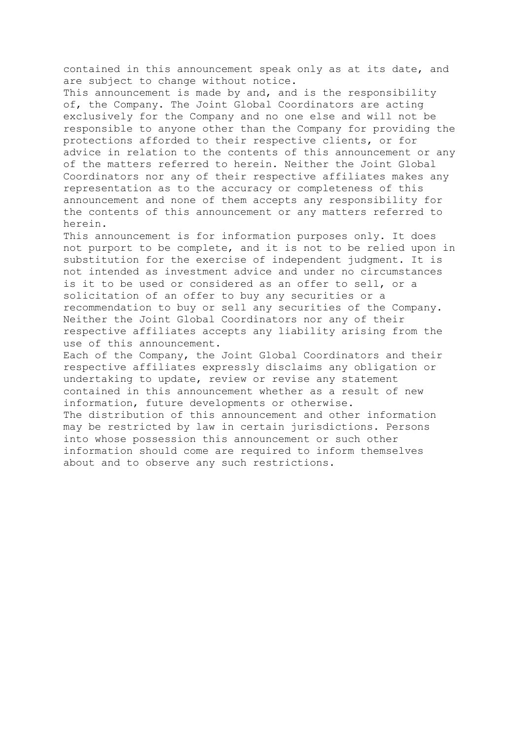contained in this announcement speak only as at its date, and are subject to change without notice.

This announcement is made by and, and is the responsibility of, the Company. The Joint Global Coordinators are acting exclusively for the Company and no one else and will not be responsible to anyone other than the Company for providing the protections afforded to their respective clients, or for advice in relation to the contents of this announcement or any of the matters referred to herein. Neither the Joint Global Coordinators nor any of their respective affiliates makes any representation as to the accuracy or completeness of this announcement and none of them accepts any responsibility for the contents of this announcement or any matters referred to herein.

This announcement is for information purposes only. It does not purport to be complete, and it is not to be relied upon in substitution for the exercise of independent judgment. It is not intended as investment advice and under no circumstances is it to be used or considered as an offer to sell, or a solicitation of an offer to buy any securities or a recommendation to buy or sell any securities of the Company. Neither the Joint Global Coordinators nor any of their respective affiliates accepts any liability arising from the use of this announcement.

Each of the Company, the Joint Global Coordinators and their respective affiliates expressly disclaims any obligation or undertaking to update, review or revise any statement contained in this announcement whether as a result of new information, future developments or otherwise.

The distribution of this announcement and other information may be restricted by law in certain jurisdictions. Persons into whose possession this announcement or such other information should come are required to inform themselves about and to observe any such restrictions.